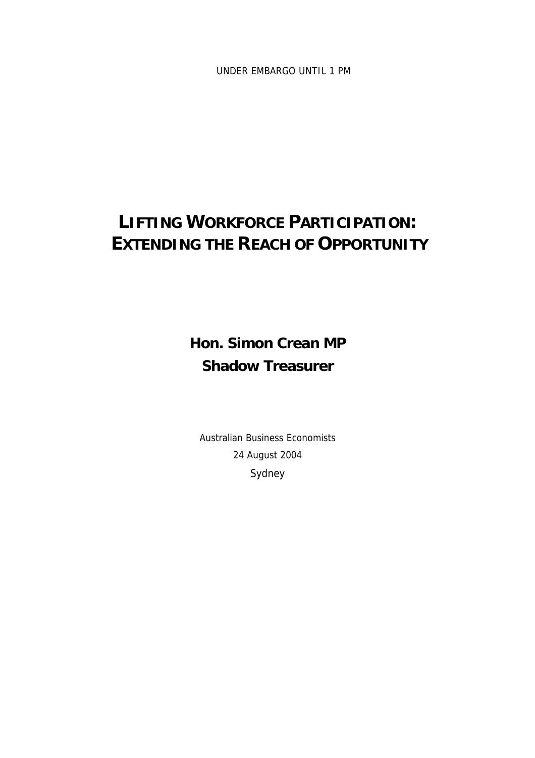UNDER EMBARGO UNTIL 1 PM

# LIFTING WORKFORCE PARTICIPATION: EXTENDING THE REACH OF OPPORTUNITY

**Hon. Simon Crean MP**
**Shadow Treasurer**

Australian Business Economists
24 August 2004
Sydney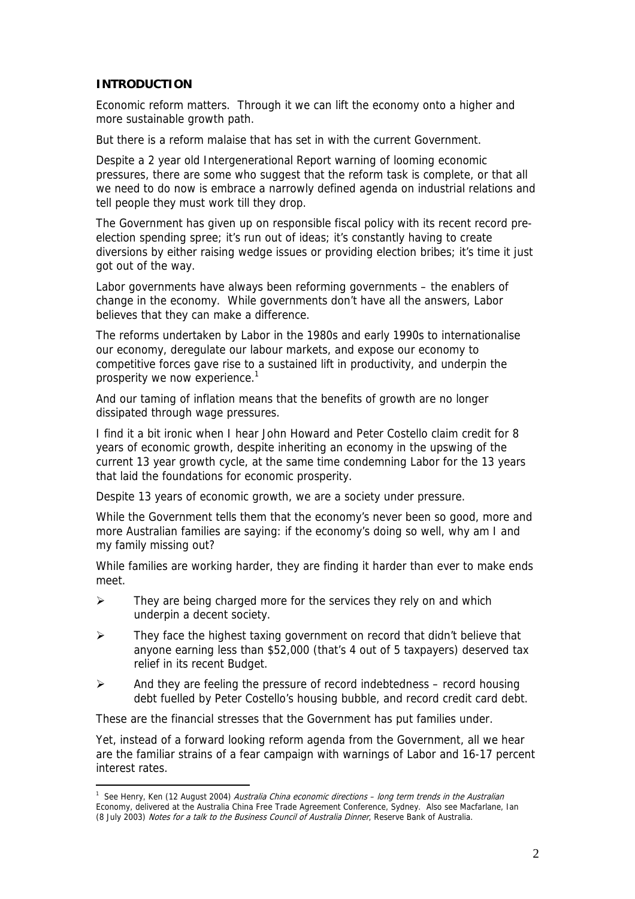## INTRODUCTION

Economic reform matters. Through it we can lift the economy onto a higher and more sustainable growth path.

But there is a reform malaise that has set in with the current Government.

Despite a 2 year old Intergenerational Report warning of looming economic pressures, there are some who suggest that the reform task is complete, or that all we need to do now is embrace a narrowly defined agenda on industrial relations and tell people they must work till they drop.

The Government has given up on responsible fiscal policy with its recent record pre-election spending spree; it's run out of ideas; it's constantly having to create diversions by either raising wedge issues or providing election bribes; it's time it just got out of the way.

Labor governments have always been reforming governments – the enablers of change in the economy. While governments don't have all the answers, Labor believes that they can make a difference.

The reforms undertaken by Labor in the 1980s and early 1990s to internationalise our economy, deregulate our labour markets, and expose our economy to competitive forces gave rise to a sustained lift in productivity, and underpin the prosperity we now experience.[1]

And our taming of inflation means that the benefits of growth are no longer dissipated through wage pressures.

I find it a bit ironic when I hear John Howard and Peter Costello claim credit for 8 years of economic growth, despite inheriting an economy in the upswing of the current 13 year growth cycle, at the same time condemning Labor for the 13 years that laid the foundations for economic prosperity.

Despite 13 years of economic growth, we are a society under pressure.

While the Government tells them that the economy's never been so good, more and more Australian families are saying: if the economy's doing so well, why am I and my family missing out?

While families are working harder, they are finding it harder than ever to make ends meet.

- They are being charged more for the services they rely on and which underpin a decent society.
- They face the highest taxing government on record that didn't believe that anyone earning less than $52,000 (that's 4 out of 5 taxpayers) deserved tax relief in its recent Budget.
- And they are feeling the pressure of record indebtedness – record housing debt fuelled by Peter Costello's housing bubble, and record credit card debt.

These are the financial stresses that the Government has put families under.

Yet, instead of a forward looking reform agenda from the Government, all we hear are the familiar strains of a fear campaign with warnings of Labor and 16-17 percent interest rates.

---

[1] See Henry, Ken (12 August 2004) *Australia China economic directions – long term trends in the Australian* Economy, delivered at the Australia China Free Trade Agreement Conference, Sydney. Also see Macfarlane, Ian (8 July 2003) *Notes for a talk to the Business Council of Australia Dinner*, Reserve Bank of Australia.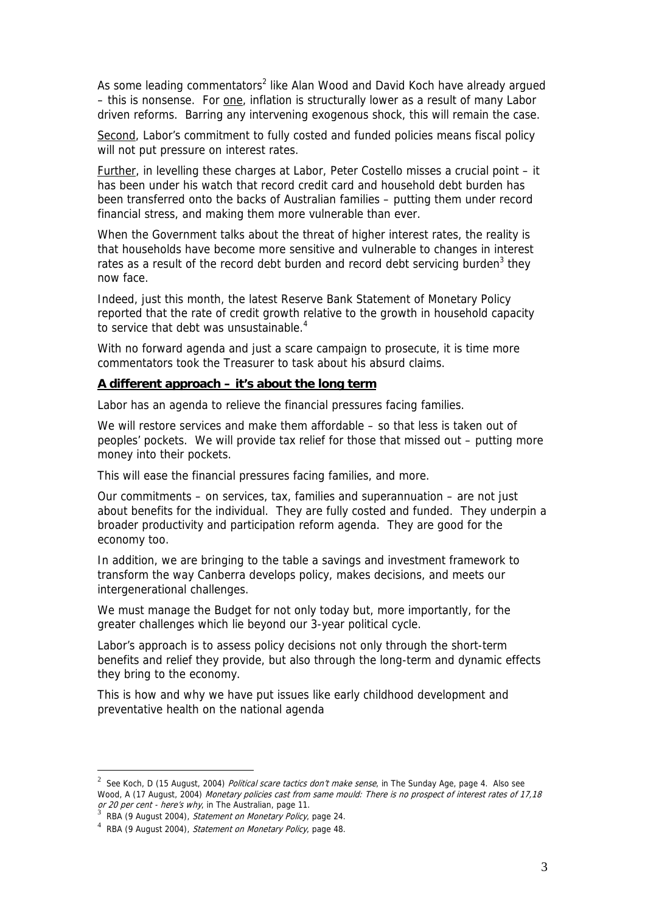As some leading commentators[2] like Alan Wood and David Koch have already argued – this is nonsense. For <u>one</u>, inflation is structurally lower as a result of many Labor driven reforms. Barring any intervening exogenous shock, this will remain the case.

<u>Second</u>, Labor's commitment to fully costed and funded policies means fiscal policy will not put pressure on interest rates.

<u>Further</u>, in levelling these charges at Labor, Peter Costello misses a crucial point – it has been under his watch that record credit card and household debt burden has been transferred onto the backs of Australian families – putting them under record financial stress, and making them more vulnerable than ever.

When the Government talks about the threat of higher interest rates, the reality is that households have become more sensitive and vulnerable to changes in interest rates as a result of the record debt burden and record debt servicing burden[3] they now face.

Indeed, just this month, the latest Reserve Bank Statement of Monetary Policy reported that the rate of credit growth relative to the growth in household capacity to service that debt was unsustainable.[4]

With no forward agenda and just a scare campaign to prosecute, it is time more commentators took the Treasurer to task about his absurd claims.

**<u>A different approach – it's about the long term</u>**

Labor has an agenda to relieve the financial pressures facing families.

We will restore services and make them affordable – so that less is taken out of peoples' pockets. We will provide tax relief for those that missed out – putting more money into their pockets.

This will ease the financial pressures facing families, and more.

Our commitments – on services, tax, families and superannuation – are not just about benefits for the individual. They are fully costed and funded. They underpin a broader productivity and participation reform agenda. They are good for the economy too.

In addition, we are bringing to the table a savings and investment framework to transform the way Canberra develops policy, makes decisions, and meets our intergenerational challenges.

We must manage the Budget for not only today but, more importantly, for the greater challenges which lie beyond our 3-year political cycle.

Labor's approach is to assess policy decisions not only through the short-term benefits and relief they provide, but also through the long-term and dynamic effects they bring to the economy.

This is how and why we have put issues like early childhood development and preventative health on the national agenda

---

[2] See Koch, D (15 August, 2004) *Political scare tactics don't make sense*, in The Sunday Age, page 4. Also see Wood, A (17 August, 2004) *Monetary policies cast from same mould: There is no prospect of interest rates of 17,18 or 20 per cent - here's why*, in The Australian, page 11.

[3] RBA (9 August 2004), *Statement on Monetary Policy*, page 24.

[4] RBA (9 August 2004), *Statement on Monetary Policy*, page 48.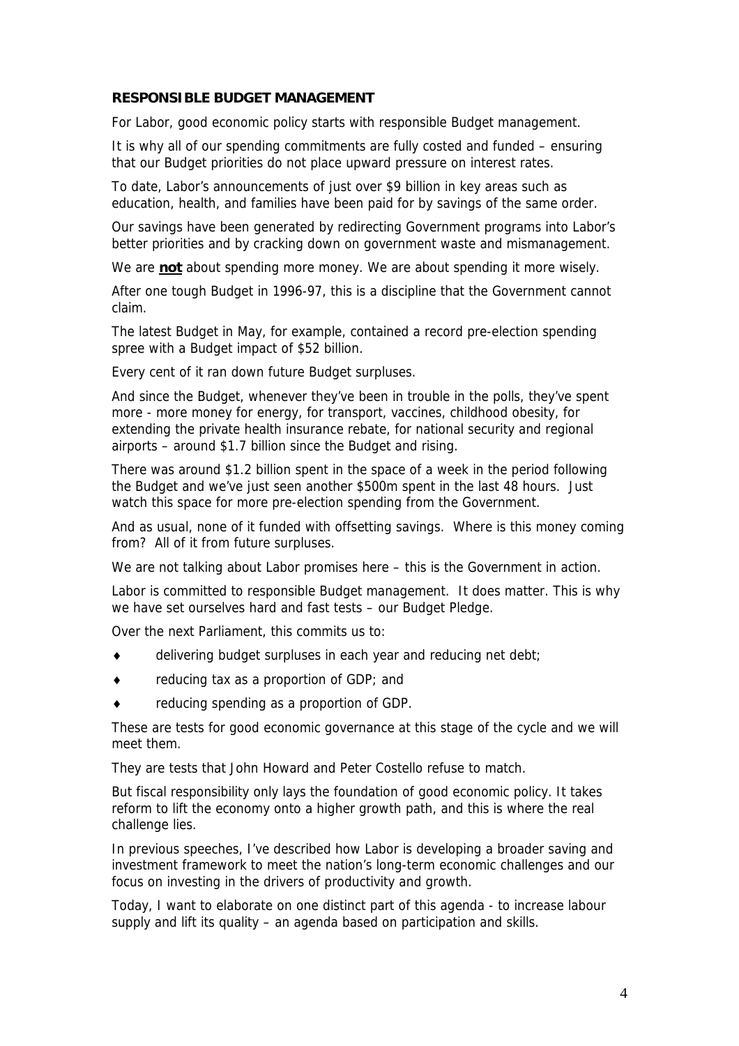**RESPONSIBLE BUDGET MANAGEMENT**

For Labor, good economic policy starts with responsible Budget management.

It is why all of our spending commitments are fully costed and funded – ensuring that our Budget priorities do not place upward pressure on interest rates.

To date, Labor's announcements of just over $9 billion in key areas such as education, health, and families have been paid for by savings of the same order.

Our savings have been generated by redirecting Government programs into Labor's better priorities and by cracking down on government waste and mismanagement.

We are ***not*** about spending more money. We are about spending it more wisely.

After one tough Budget in 1996-97, this is a discipline that the Government cannot claim.

The latest Budget in May, for example, contained a record pre-election spending spree with a Budget impact of $52 billion.

Every cent of it ran down future Budget surpluses.

And since the Budget, whenever they've been in trouble in the polls, they've spent more - more money for energy, for transport, vaccines, childhood obesity, for extending the private health insurance rebate, for national security and regional airports – around $1.7 billion since the Budget and rising.

There was around $1.2 billion spent in the space of a week in the period following the Budget and we've just seen another $500m spent in the last 48 hours. Just watch this space for more pre-election spending from the Government.

And as usual, none of it funded with offsetting savings. Where is this money coming from? All of it from future surpluses.

We are not talking about Labor promises here – this is the Government in action.

Labor is committed to responsible Budget management. It does matter. This is why we have set ourselves hard and fast tests – our Budget Pledge.

Over the next Parliament, this commits us to:

- delivering budget surpluses in each year and reducing net debt;
- reducing tax as a proportion of GDP; and
- reducing spending as a proportion of GDP.

These are tests for good economic governance at this stage of the cycle and we will meet them.

They are tests that John Howard and Peter Costello refuse to match.

But fiscal responsibility only lays the foundation of good economic policy. It takes reform to lift the economy onto a higher growth path, and this is where the real challenge lies.

In previous speeches, I've described how Labor is developing a broader saving and investment framework to meet the nation's long-term economic challenges and our focus on investing in the drivers of productivity and growth.

Today, I want to elaborate on one distinct part of this agenda - to increase labour supply and lift its quality – an agenda based on participation and skills.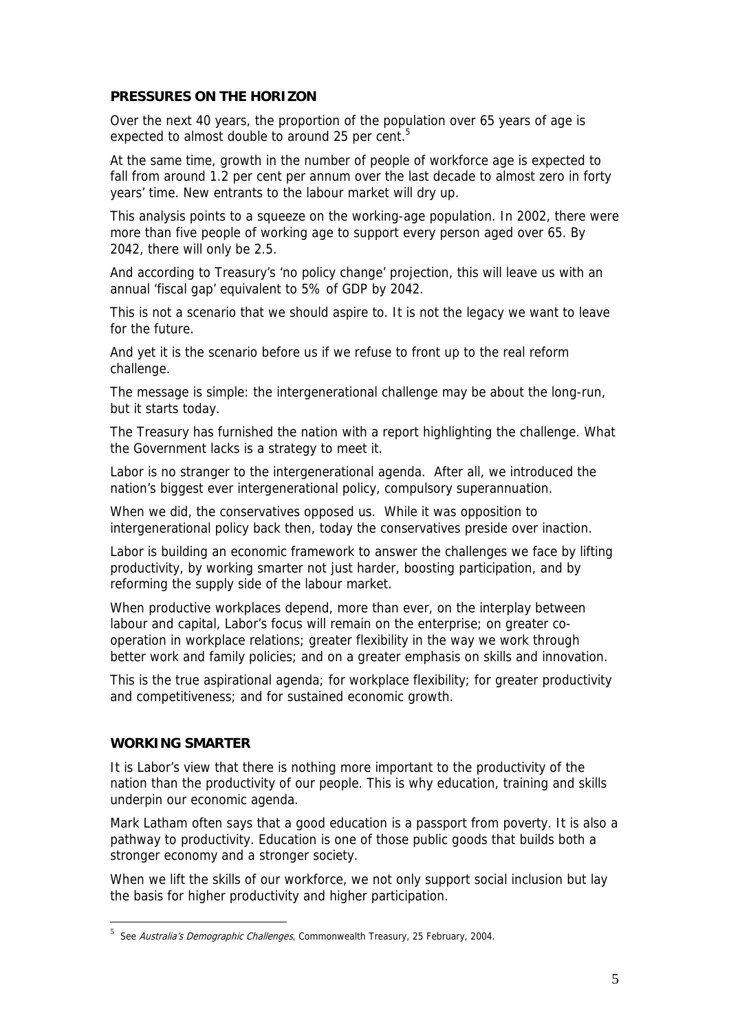## PRESSURES ON THE HORIZON

Over the next 40 years, the proportion of the population over 65 years of age is expected to almost double to around 25 per cent.[5]

At the same time, growth in the number of people of workforce age is expected to fall from around 1.2 per cent per annum over the last decade to almost zero in forty years' time. New entrants to the labour market will dry up.

This analysis points to a squeeze on the working-age population. In 2002, there were more than five people of working age to support every person aged over 65. By 2042, there will only be 2.5.

And according to Treasury's 'no policy change' projection, this will leave us with an annual 'fiscal gap' equivalent to 5% of GDP by 2042.

This is not a scenario that we should aspire to. It is not the legacy we want to leave for the future.

And yet it is the scenario before us if we refuse to front up to the real reform challenge.

The message is simple: the intergenerational challenge may be about the long-run, but it starts today.

The Treasury has furnished the nation with a report highlighting the challenge. What the Government lacks is a strategy to meet it.

Labor is no stranger to the intergenerational agenda. After all, we introduced the nation's biggest ever intergenerational policy, compulsory superannuation.

When we did, the conservatives opposed us. While it was opposition to intergenerational policy back then, today the conservatives preside over inaction.

Labor is building an economic framework to answer the challenges we face by lifting productivity, by working smarter not just harder, boosting participation, and by reforming the supply side of the labour market.

When productive workplaces depend, more than ever, on the interplay between labour and capital, Labor's focus will remain on the enterprise; on greater co-operation in workplace relations; greater flexibility in the way we work through better work and family policies; and on a greater emphasis on skills and innovation.

This is the true aspirational agenda; for workplace flexibility; for greater productivity and competitiveness; and for sustained economic growth.

## WORKING SMARTER

It is Labor's view that there is nothing more important to the productivity of the nation than the productivity of our people. This is why education, training and skills underpin our economic agenda.

Mark Latham often says that a good education is a passport from poverty. It is also a pathway to productivity. Education is one of those public goods that builds both a stronger economy and a stronger society.

When we lift the skills of our workforce, we not only support social inclusion but lay the basis for higher productivity and higher participation.

---

[5] See *Australia's Demographic Challenges*, Commonwealth Treasury, 25 February, 2004.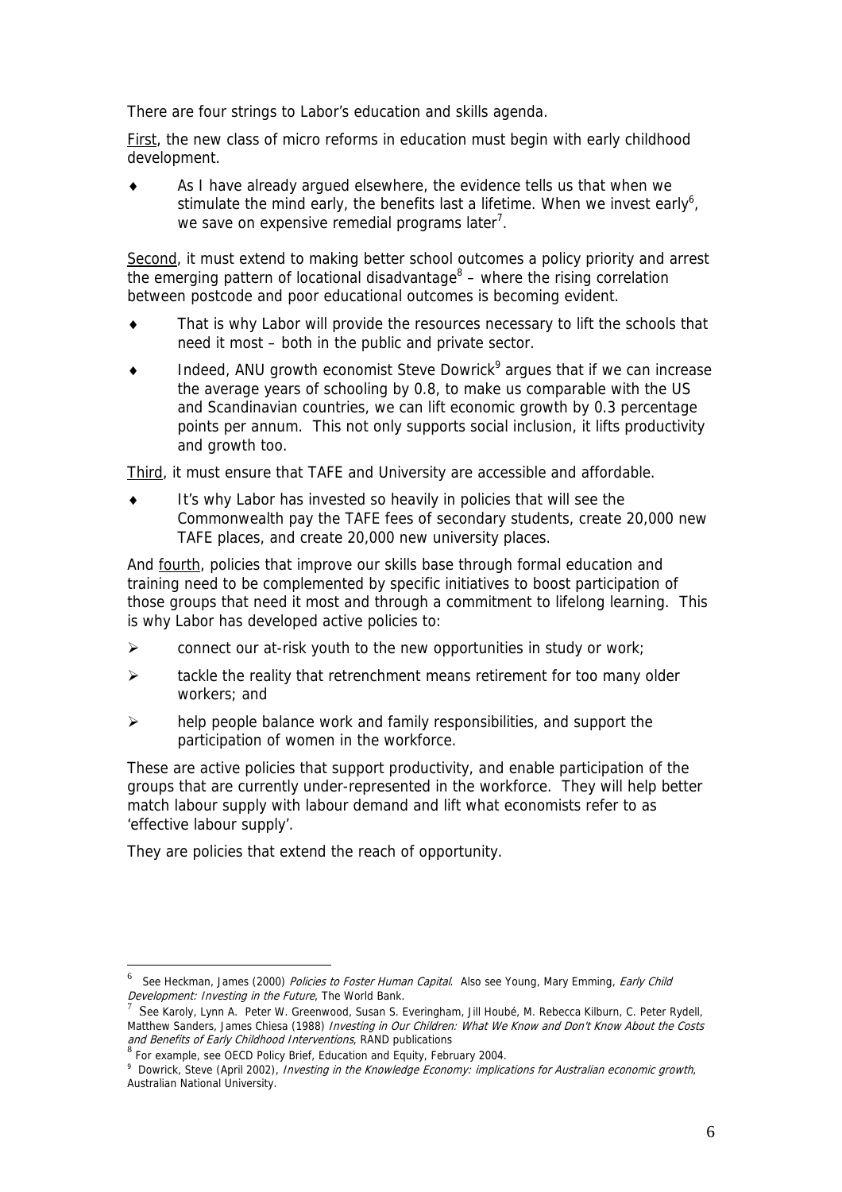There are four strings to Labor's education and skills agenda.

First, the new class of micro reforms in education must begin with early childhood development.

- As I have already argued elsewhere, the evidence tells us that when we stimulate the mind early, the benefits last a lifetime. When we invest early[6], we save on expensive remedial programs later[7].

Second, it must extend to making better school outcomes a policy priority and arrest the emerging pattern of locational disadvantage[8] – where the rising correlation between postcode and poor educational outcomes is becoming evident.

- That is why Labor will provide the resources necessary to lift the schools that need it most – both in the public and private sector.
- Indeed, ANU growth economist Steve Dowrick[9] argues that if we can increase the average years of schooling by 0.8, to make us comparable with the US and Scandinavian countries, we can lift economic growth by 0.3 percentage points per annum. This not only supports social inclusion, it lifts productivity and growth too.

Third, it must ensure that TAFE and University are accessible and affordable.

- It's why Labor has invested so heavily in policies that will see the Commonwealth pay the TAFE fees of secondary students, create 20,000 new TAFE places, and create 20,000 new university places.

And fourth, policies that improve our skills base through formal education and training need to be complemented by specific initiatives to boost participation of those groups that need it most and through a commitment to lifelong learning. This is why Labor has developed active policies to:

- connect our at-risk youth to the new opportunities in study or work;
- tackle the reality that retrenchment means retirement for too many older workers; and
- help people balance work and family responsibilities, and support the participation of women in the workforce.

These are active policies that support productivity, and enable participation of the groups that are currently under-represented in the workforce. They will help better match labour supply with labour demand and lift what economists refer to as 'effective labour supply'.

They are policies that extend the reach of opportunity.

---

[6] See Heckman, James (2000) *Policies to Foster Human Capital*. Also see Young, Mary Emming, *Early Child Development: Investing in the Future*, The World Bank.

[7] See Karoly, Lynn A. Peter W. Greenwood, Susan S. Everingham, Jill Houbé, M. Rebecca Kilburn, C. Peter Rydell, Matthew Sanders, James Chiesa (1988) *Investing in Our Children: What We Know and Don't Know About the Costs and Benefits of Early Childhood Interventions*, RAND publications

[8] For example, see OECD Policy Brief, Education and Equity, February 2004.

[9] Dowrick, Steve (April 2002), *Investing in the Knowledge Economy: implications for Australian economic growth*, Australian National University.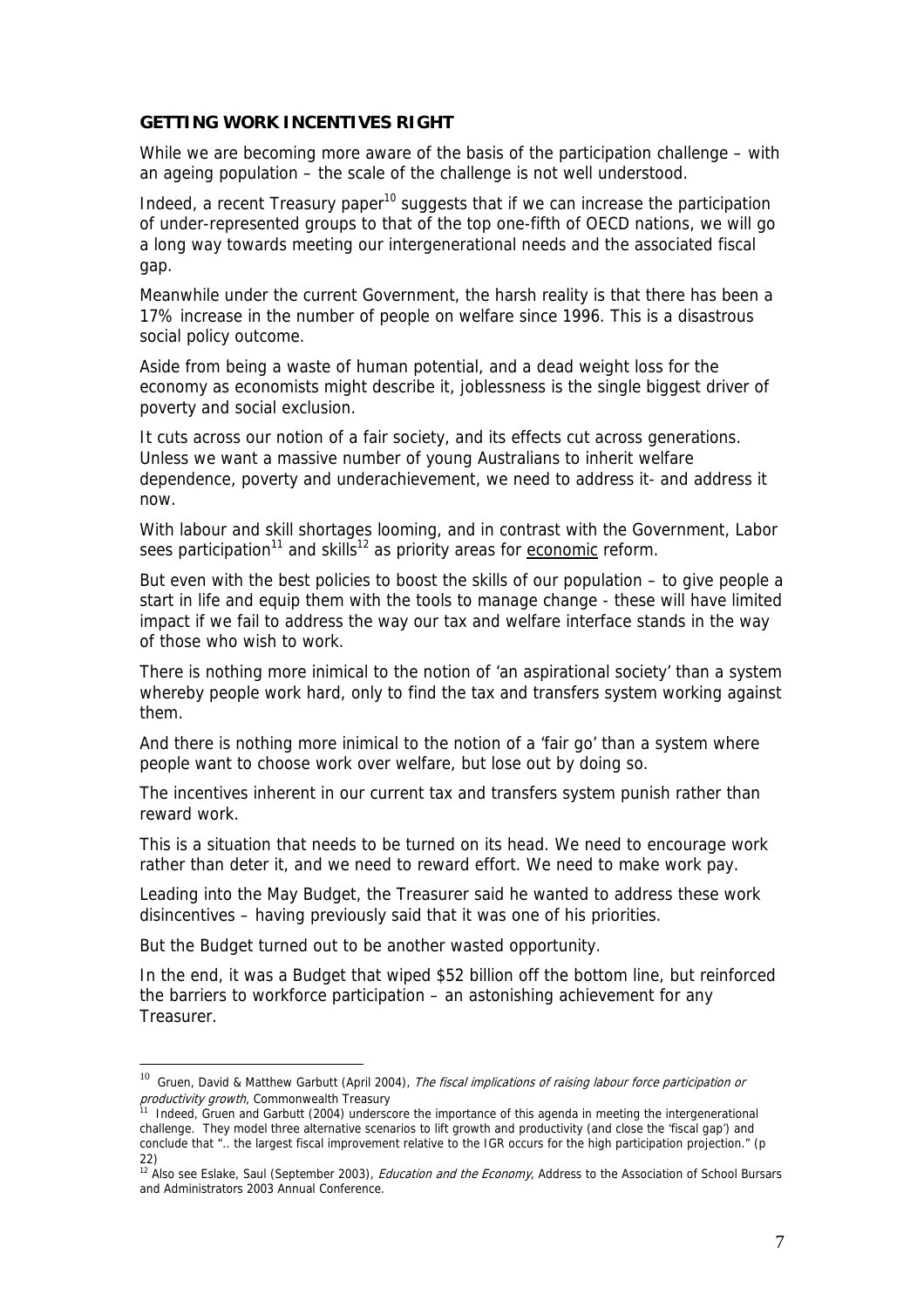**GETTING WORK INCENTIVES RIGHT**

While we are becoming more aware of the basis of the participation challenge – with an ageing population – the scale of the challenge is not well understood.

Indeed, a recent Treasury paper[10] suggests that if we can increase the participation of under-represented groups to that of the top one-fifth of OECD nations, we will go a long way towards meeting our intergenerational needs and the associated fiscal gap.

Meanwhile under the current Government, the harsh reality is that there has been a 17% increase in the number of people on welfare since 1996. This is a disastrous social policy outcome.

Aside from being a waste of human potential, and a dead weight loss for the economy as economists might describe it, joblessness is the single biggest driver of poverty and social exclusion.

It cuts across our notion of a fair society, and its effects cut across generations. Unless we want a massive number of young Australians to inherit welfare dependence, poverty and underachievement, we need to address it- and address it now.

With labour and skill shortages looming, and in contrast with the Government, Labor sees participation[11] and skills[12] as priority areas for <u>economic</u> reform.

But even with the best policies to boost the skills of our population – to give people a start in life and equip them with the tools to manage change - these will have limited impact if we fail to address the way our tax and welfare interface stands in the way of those who wish to work.

There is nothing more inimical to the notion of 'an aspirational society' than a system whereby people work hard, only to find the tax and transfers system working against them.

And there is nothing more inimical to the notion of a 'fair go' than a system where people want to choose work over welfare, but lose out by doing so.

The incentives inherent in our current tax and transfers system punish rather than reward work.

This is a situation that needs to be turned on its head. We need to encourage work rather than deter it, and we need to reward effort. We need to make work pay.

Leading into the May Budget, the Treasurer said he wanted to address these work disincentives – having previously said that it was one of his priorities.

But the Budget turned out to be another wasted opportunity.

In the end, it was a Budget that wiped $52 billion off the bottom line, but reinforced the barriers to workforce participation – an astonishing achievement for any Treasurer.

---

[10] Gruen, David & Matthew Garbutt (April 2004), *The fiscal implications of raising labour force participation or productivity growth*, Commonwealth Treasury

[11] Indeed, Gruen and Garbutt (2004) underscore the importance of this agenda in meeting the intergenerational challenge. They model three alternative scenarios to lift growth and productivity (and close the 'fiscal gap') and conclude that ".. the largest fiscal improvement relative to the IGR occurs for the high participation projection." (p 22)

[12] Also see Eslake, Saul (September 2003), *Education and the Economy*, Address to the Association of School Bursars and Administrators 2003 Annual Conference.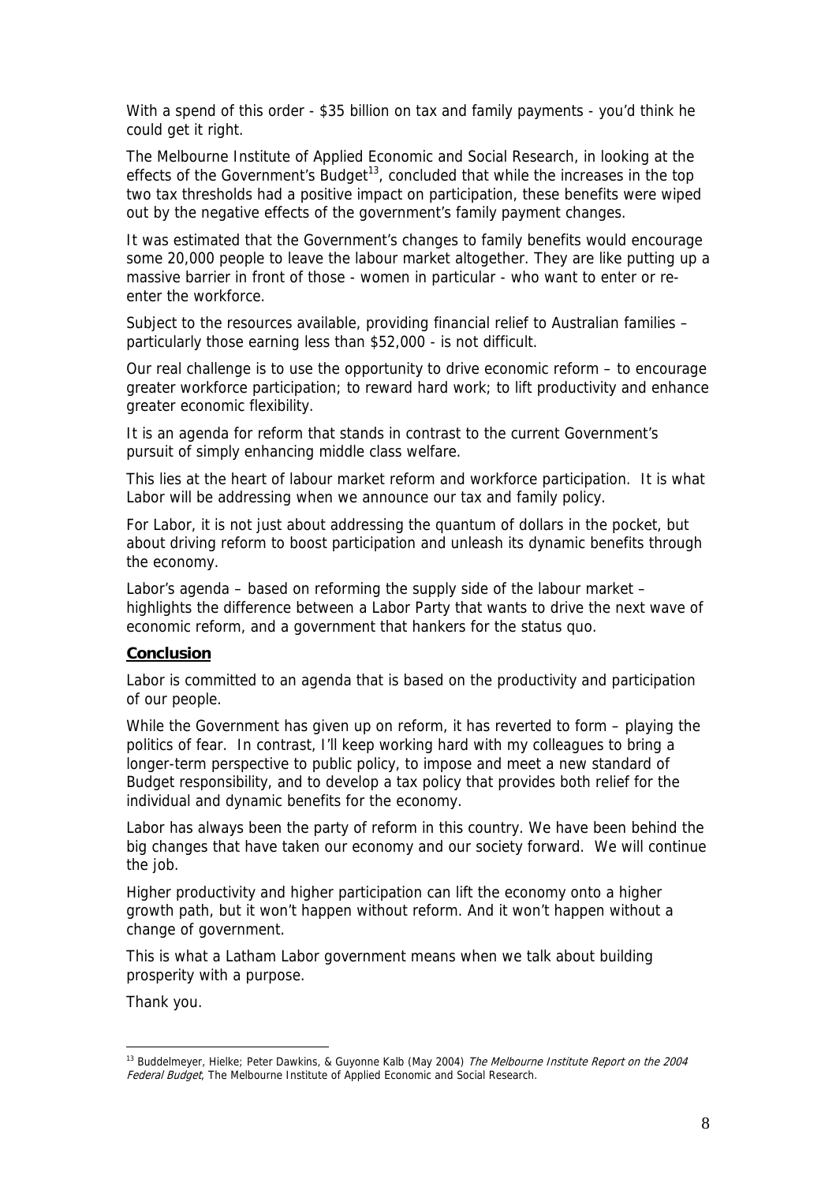With a spend of this order - $35 billion on tax and family payments - you'd think he could get it right.

The Melbourne Institute of Applied Economic and Social Research, in looking at the effects of the Government's Budget[13], concluded that while the increases in the top two tax thresholds had a positive impact on participation, these benefits were wiped out by the negative effects of the government's family payment changes.

It was estimated that the Government's changes to family benefits would encourage some 20,000 people to leave the labour market altogether. They are like putting up a massive barrier in front of those - women in particular - who want to enter or re-enter the workforce.

Subject to the resources available, providing financial relief to Australian families – particularly those earning less than $52,000 - is not difficult.

Our real challenge is to use the opportunity to drive economic reform – to encourage greater workforce participation; to reward hard work; to lift productivity and enhance greater economic flexibility.

It is an agenda for reform that stands in contrast to the current Government's pursuit of simply enhancing middle class welfare.

This lies at the heart of labour market reform and workforce participation. It is what Labor will be addressing when we announce our tax and family policy.

For Labor, it is not just about addressing the quantum of dollars in the pocket, but about driving reform to boost participation and unleash its dynamic benefits through the economy.

Labor's agenda – based on reforming the supply side of the labour market – highlights the difference between a Labor Party that wants to drive the next wave of economic reform, and a government that hankers for the status quo.

## Conclusion

Labor is committed to an agenda that is based on the productivity and participation of our people.

While the Government has given up on reform, it has reverted to form – playing the politics of fear. In contrast, I'll keep working hard with my colleagues to bring a longer-term perspective to public policy, to impose and meet a new standard of Budget responsibility, and to develop a tax policy that provides both relief for the individual and dynamic benefits for the economy.

Labor has always been the party of reform in this country. We have been behind the big changes that have taken our economy and our society forward. We will continue the job.

Higher productivity and higher participation can lift the economy onto a higher growth path, but it won't happen without reform. And it won't happen without a change of government.

This is what a Latham Labor government means when we talk about building prosperity with a purpose.

Thank you.

---

[13] Buddelmeyer, Hielke; Peter Dawkins, & Guyonne Kalb (May 2004) *The Melbourne Institute Report on the 2004 Federal Budget*, The Melbourne Institute of Applied Economic and Social Research.